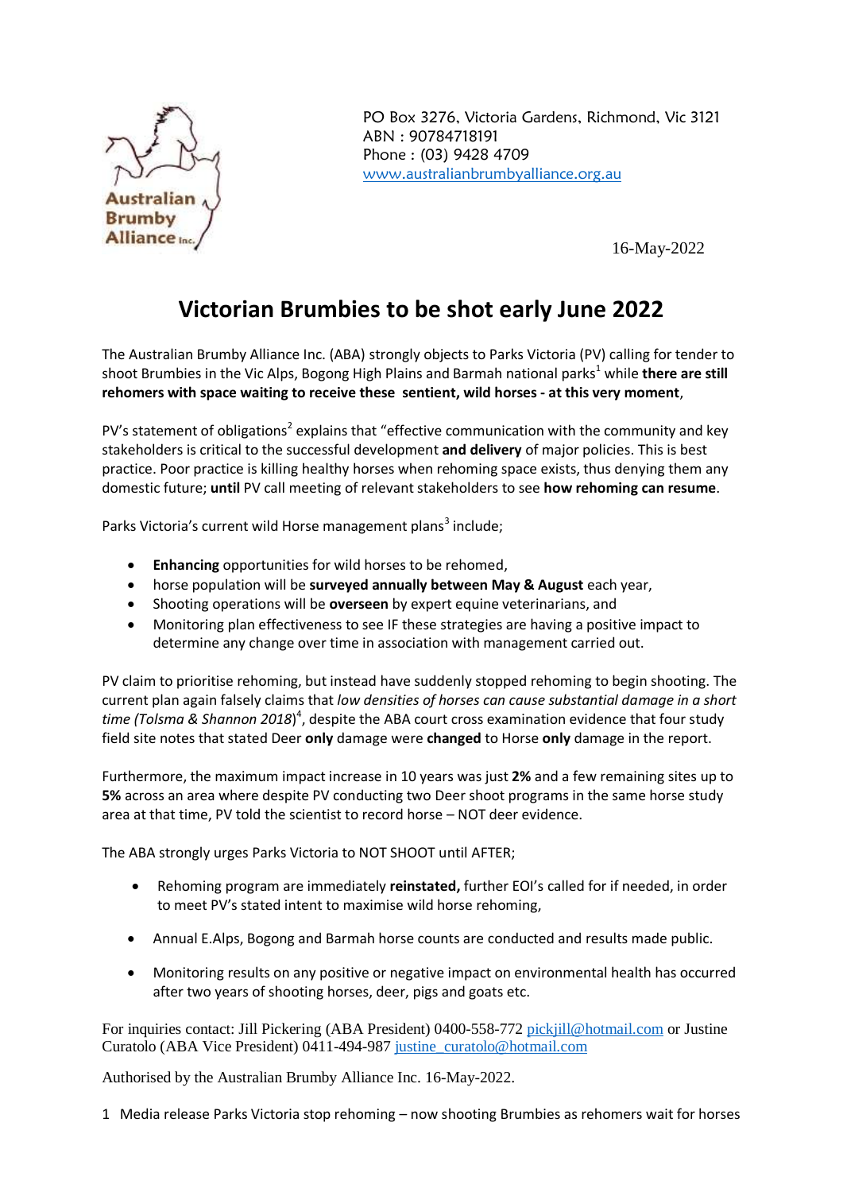Australian Brumby Alliance Inc.

PO Box 3276, Victoria Gardens, Richmond, Vic 3121
ABN : 90784718191
Phone : (03) 9428 4709
www.australianbrumbyalliance.org.au

16-May-2022

# Victorian Brumbies to be shot early June 2022

The Australian Brumby Alliance Inc. (ABA) strongly objects to Parks Victoria (PV) calling for tender to shoot Brumbies in the Vic Alps, Bogong High Plains and Barmah national parks[1] while **there are still rehomers with space waiting to receive these sentient, wild horses - at this very moment**,

PV's statement of obligations[2] explains that "effective communication with the community and key stakeholders is critical to the successful development **and delivery** of major policies. This is best practice. Poor practice is killing healthy horses when rehoming space exists, thus denying them any domestic future; **until** PV call meeting of relevant stakeholders to see **how rehoming can resume**.

Parks Victoria's current wild Horse management plans[3] include;

- **Enhancing** opportunities for wild horses to be rehomed,
- horse population will be **surveyed annually between May & August** each year,
- Shooting operations will be **overseen** by expert equine veterinarians, and
- Monitoring plan effectiveness to see IF these strategies are having a positive impact to determine any change over time in association with management carried out.

PV claim to prioritise rehoming, but instead have suddenly stopped rehoming to begin shooting. The current plan again falsely claims that *low densities of horses can cause substantial damage in a short time (Tolsma & Shannon 2018)*[4], despite the ABA court cross examination evidence that four study field site notes that stated Deer **only** damage were **changed** to Horse **only** damage in the report.

Furthermore, the maximum impact increase in 10 years was just **2%** and a few remaining sites up to **5%** across an area where despite PV conducting two Deer shoot programs in the same horse study area at that time, PV told the scientist to record horse – NOT deer evidence.

The ABA strongly urges Parks Victoria to NOT SHOOT until AFTER;

- Rehoming program are immediately **reinstated,** further EOI's called for if needed, in order to meet PV's stated intent to maximise wild horse rehoming,
- Annual E.Alps, Bogong and Barmah horse counts are conducted and results made public.
- Monitoring results on any positive or negative impact on environmental health has occurred after two years of shooting horses, deer, pigs and goats etc.

For inquiries contact: Jill Pickering (ABA President) 0400-558-772 pickjill@hotmail.com or Justine Curatolo (ABA Vice President) 0411-494-987 justine_curatolo@hotmail.com

Authorised by the Australian Brumby Alliance Inc. 16-May-2022.

1 Media release Parks Victoria stop rehoming – now shooting Brumbies as rehomers wait for horses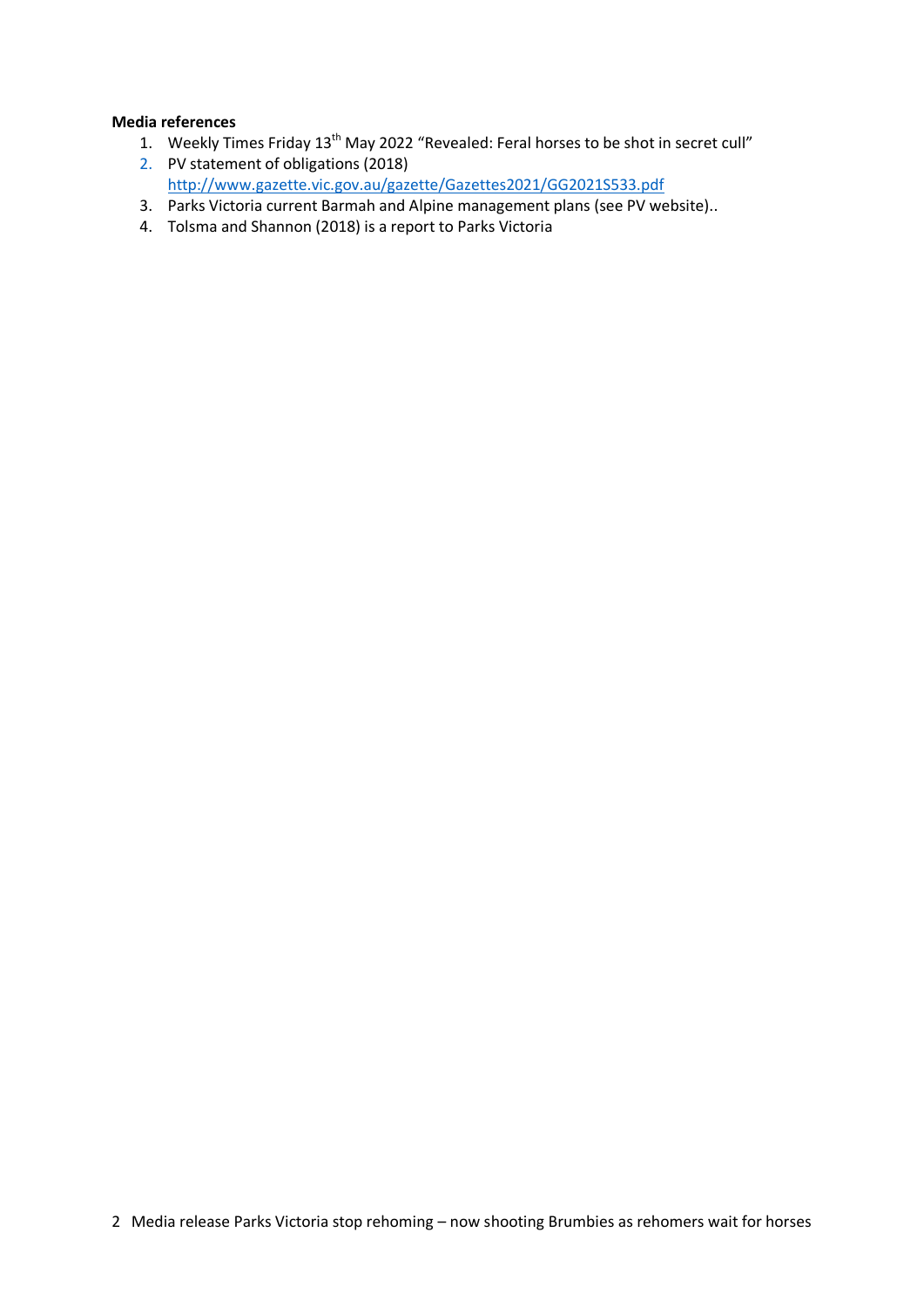**Media references**

1. Weekly Times Friday 13th May 2022 “Revealed: Feral horses to be shot in secret cull”
2. PV statement of obligations (2018) http://www.gazette.vic.gov.au/gazette/Gazettes2021/GG2021S533.pdf
3. Parks Victoria current Barmah and Alpine management plans (see PV website)..
4. Tolsma and Shannon (2018) is a report to Parks Victoria